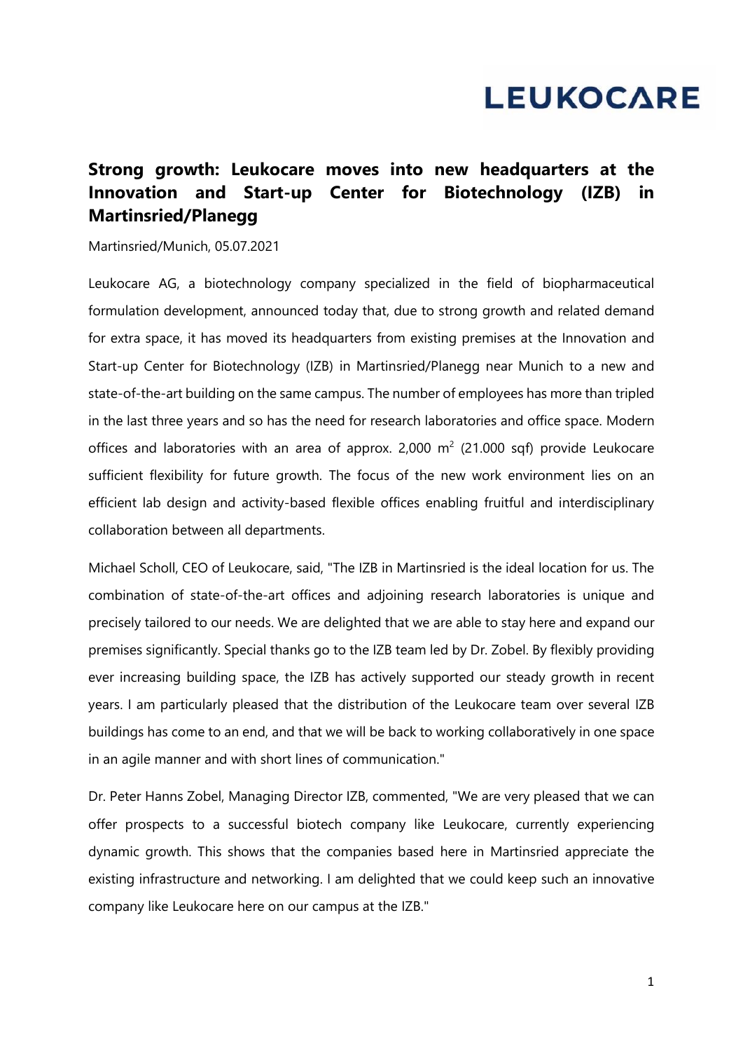LEUKOCARE

# Strong growth: Leukocare moves into new headquarters at the Innovation and Start-up Center for Biotechnology (IZB) in Martinsried/Planegg

Martinsried/Munich, 05.07.2021

Leukocare AG, a biotechnology company specialized in the field of biopharmaceutical formulation development, announced today that, due to strong growth and related demand for extra space, it has moved its headquarters from existing premises at the Innovation and Start-up Center for Biotechnology (IZB) in Martinsried/Planegg near Munich to a new and state-of-the-art building on the same campus. The number of employees has more than tripled in the last three years and so has the need for research laboratories and office space. Modern offices and laboratories with an area of approx. 2,000 $m^2$ (21.000 sqf) provide Leukocare sufficient flexibility for future growth. The focus of the new work environment lies on an efficient lab design and activity-based flexible offices enabling fruitful and interdisciplinary collaboration between all departments.

Michael Scholl, CEO of Leukocare, said, "The IZB in Martinsried is the ideal location for us. The combination of state-of-the-art offices and adjoining research laboratories is unique and precisely tailored to our needs. We are delighted that we are able to stay here and expand our premises significantly. Special thanks go to the IZB team led by Dr. Zobel. By flexibly providing ever increasing building space, the IZB has actively supported our steady growth in recent years. I am particularly pleased that the distribution of the Leukocare team over several IZB buildings has come to an end, and that we will be back to working collaboratively in one space in an agile manner and with short lines of communication."

Dr. Peter Hanns Zobel, Managing Director IZB, commented, "We are very pleased that we can offer prospects to a successful biotech company like Leukocare, currently experiencing dynamic growth. This shows that the companies based here in Martinsried appreciate the existing infrastructure and networking. I am delighted that we could keep such an innovative company like Leukocare here on our campus at the IZB."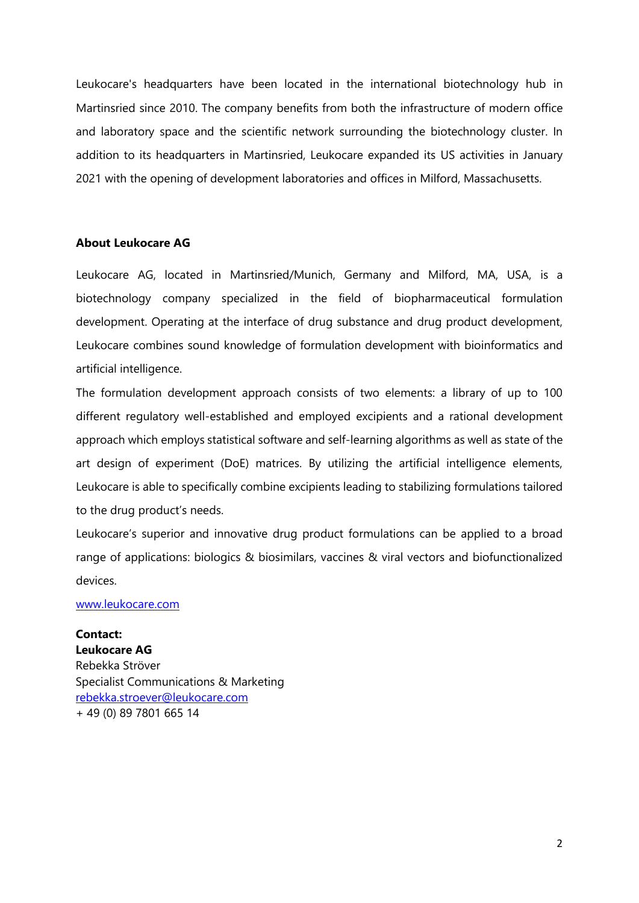Leukocare's headquarters have been located in the international biotechnology hub in Martinsried since 2010. The company benefits from both the infrastructure of modern office and laboratory space and the scientific network surrounding the biotechnology cluster. In addition to its headquarters in Martinsried, Leukocare expanded its US activities in January 2021 with the opening of development laboratories and offices in Milford, Massachusetts.

**About Leukocare AG**

Leukocare AG, located in Martinsried/Munich, Germany and Milford, MA, USA, is a biotechnology company specialized in the field of biopharmaceutical formulation development. Operating at the interface of drug substance and drug product development, Leukocare combines sound knowledge of formulation development with bioinformatics and artificial intelligence.

The formulation development approach consists of two elements: a library of up to 100 different regulatory well-established and employed excipients and a rational development approach which employs statistical software and self-learning algorithms as well as state of the art design of experiment (DoE) matrices. By utilizing the artificial intelligence elements, Leukocare is able to specifically combine excipients leading to stabilizing formulations tailored to the drug product's needs.

Leukocare's superior and innovative drug product formulations can be applied to a broad range of applications: biologics & biosimilars, vaccines & viral vectors and biofunctionalized devices.

[www.leukocare.com](http://www.leukocare.com)

**Contact:**
**Leukocare AG**
Rebekka Ströver
Specialist Communications & Marketing
[rebekka.stroever@leukocare.com](mailto:rebekka.stroever@leukocare.com)
+ 49 (0) 89 7801 665 14